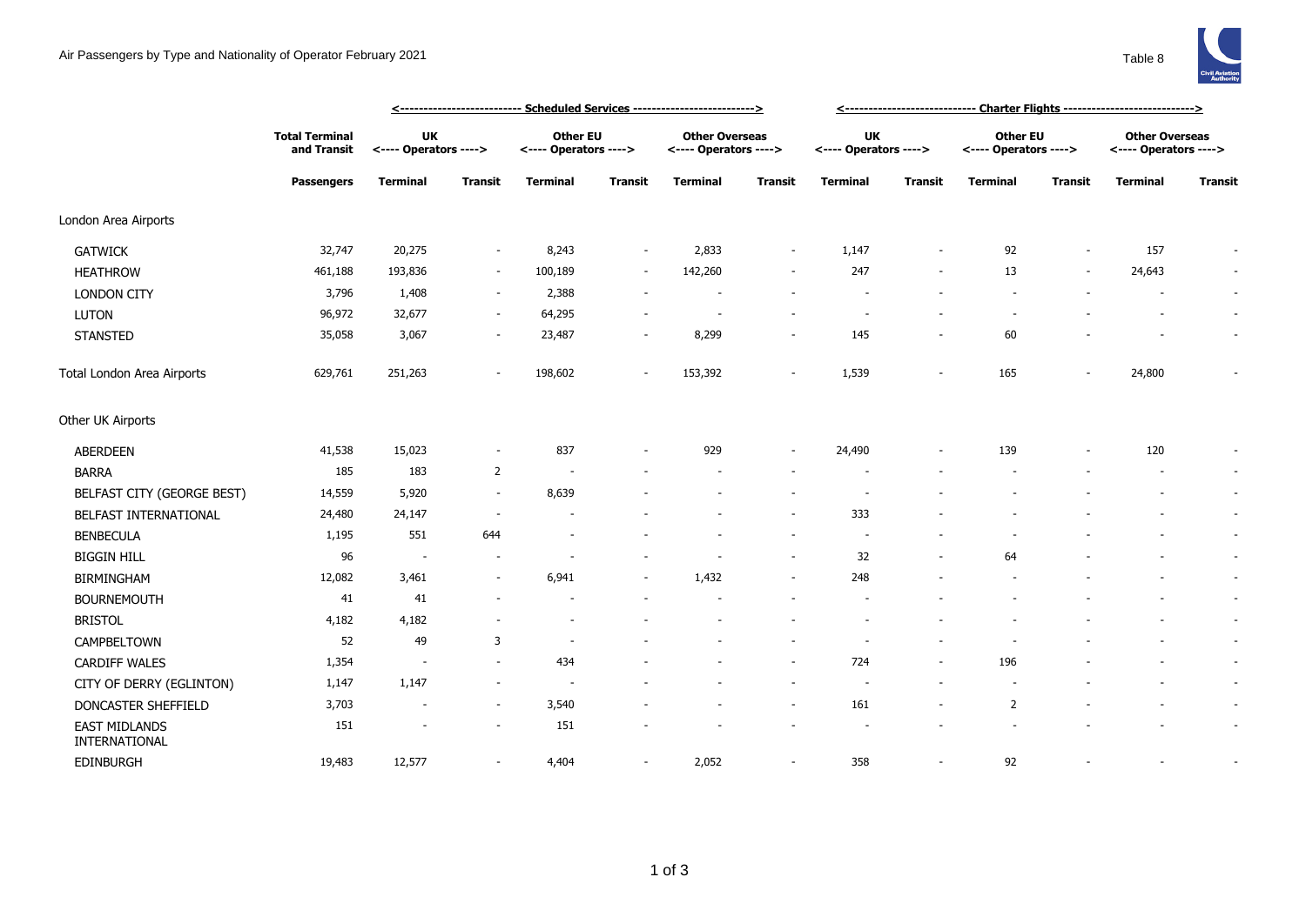# Air Passengers by Type and Nationality of Operator February 2021

Table 8

| | Total Terminal and Transit | Scheduled Services | | | | | | Charter Flights | | | | | |
|---|---|---|---|---|---|---|---|---|---|---|---|---|---|
| | | UK <---- Operators ----> | | Other EU <---- Operators ----> | | Other Overseas <---- Operators ----> | | UK <---- Operators ----> | | Other EU <---- Operators ----> | | Other Overseas <---- Operators ----> | |
| | Passengers | Terminal | Transit | Terminal | Transit | Terminal | Transit | Terminal | Transit | Terminal | Transit | Terminal | Transit |
| **London Area Airports** | | | | | | | | | | | | | |
| GATWICK | 32,747 | 20,275 | - | 8,243 | - | 2,833 | - | 1,147 | - | 92 | - | 157 | - |
| HEATHROW | 461,188 | 193,836 | - | 100,189 | - | 142,260 | - | 247 | - | 13 | - | 24,643 | - |
| LONDON CITY | 3,796 | 1,408 | - | 2,388 | - | - | - | - | - | - | - | - | - |
| LUTON | 96,972 | 32,677 | - | 64,295 | - | - | - | - | - | - | - | - | - |
| STANSTED | 35,058 | 3,067 | - | 23,487 | - | 8,299 | - | 145 | - | 60 | - | - | - |
| Total London Area Airports | 629,761 | 251,263 | - | 198,602 | - | 153,392 | - | 1,539 | - | 165 | - | 24,800 | - |
| **Other UK Airports** | | | | | | | | | | | | | |
| ABERDEEN | 41,538 | 15,023 | - | 837 | - | 929 | - | 24,490 | - | 139 | - | 120 | - |
| BARRA | 185 | 183 | 2 | - | - | - | - | - | - | - | - | - | - |
| BELFAST CITY (GEORGE BEST) | 14,559 | 5,920 | - | 8,639 | - | - | - | - | - | - | - | - | - |
| BELFAST INTERNATIONAL | 24,480 | 24,147 | - | - | - | - | - | 333 | - | - | - | - | - |
| BENBECULA | 1,195 | 551 | 644 | - | - | - | - | - | - | - | - | - | - |
| BIGGIN HILL | 96 | - | - | - | - | - | - | 32 | - | 64 | - | - | - |
| BIRMINGHAM | 12,082 | 3,461 | - | 6,941 | - | 1,432 | - | 248 | - | - | - | - | - |
| BOURNEMOUTH | 41 | 41 | - | - | - | - | - | - | - | - | - | - | - |
| BRISTOL | 4,182 | 4,182 | - | - | - | - | - | - | - | - | - | - | - |
| CAMPBELTOWN | 52 | 49 | 3 | - | - | - | - | - | - | - | - | - | - |
| CARDIFF WALES | 1,354 | - | - | 434 | - | - | - | 724 | - | 196 | - | - | - |
| CITY OF DERRY (EGLINTON) | 1,147 | 1,147 | - | - | - | - | - | - | - | - | - | - | - |
| DONCASTER SHEFFIELD | 3,703 | - | - | 3,540 | - | - | - | 161 | - | 2 | - | - | - |
| EAST MIDLANDS INTERNATIONAL | 151 | - | - | 151 | - | - | - | - | - | - | - | - | - |
| EDINBURGH | 19,483 | 12,577 | - | 4,404 | - | 2,052 | - | 358 | - | 92 | - | - | - |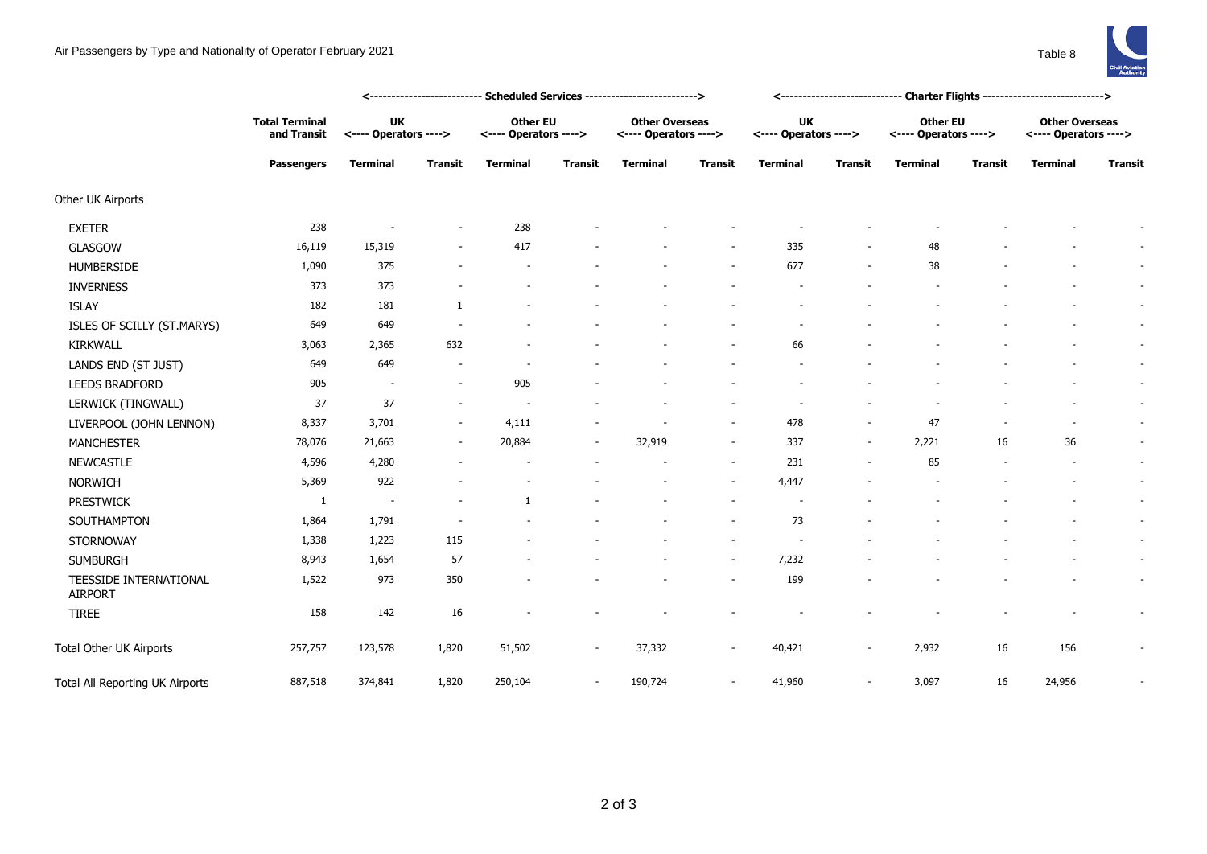# Air Passengers by Type and Nationality of Operator February 2021

Table 8

| | Total Terminal and Transit | Scheduled Services | | | | | | Charter Flights | | | | | |
|---|---|---|---|---|---|---|---|---|---|---|---|---|---|
| | | UK <---- Operators ----> | | Other EU <---- Operators ----> | | Other Overseas <---- Operators ----> | | UK <---- Operators ----> | | Other EU <---- Operators ----> | | Other Overseas <---- Operators ----> | |
| | **Passengers** | **Terminal** | **Transit** | **Terminal** | **Transit** | **Terminal** | **Transit** | **Terminal** | **Transit** | **Terminal** | **Transit** | **Terminal** | **Transit** |
| Other UK Airports | | | | | | | | | | | | | |
| EXETER | 238 | - | - | 238 | - | - | - | - | - | - | - | - | - |
| GLASGOW | 16,119 | 15,319 | - | 417 | - | - | - | 335 | - | 48 | - | - | - |
| HUMBERSIDE | 1,090 | 375 | - | - | - | - | - | 677 | - | 38 | - | - | - |
| INVERNESS | 373 | 373 | - | - | - | - | - | - | - | - | - | - | - |
| ISLAY | 182 | 181 | 1 | - | - | - | - | - | - | - | - | - | - |
| ISLES OF SCILLY (ST.MARYS) | 649 | 649 | - | - | - | - | - | - | - | - | - | - | - |
| KIRKWALL | 3,063 | 2,365 | 632 | - | - | - | - | 66 | - | - | - | - | - |
| LANDS END (ST JUST) | 649 | 649 | - | - | - | - | - | - | - | - | - | - | - |
| LEEDS BRADFORD | 905 | - | - | 905 | - | - | - | - | - | - | - | - | - |
| LERWICK (TINGWALL) | 37 | 37 | - | - | - | - | - | - | - | - | - | - | - |
| LIVERPOOL (JOHN LENNON) | 8,337 | 3,701 | - | 4,111 | - | - | - | 478 | - | 47 | - | - | - |
| MANCHESTER | 78,076 | 21,663 | - | 20,884 | - | 32,919 | - | 337 | - | 2,221 | 16 | 36 | - |
| NEWCASTLE | 4,596 | 4,280 | - | - | - | - | - | 231 | - | 85 | - | - | - |
| NORWICH | 5,369 | 922 | - | - | - | - | - | 4,447 | - | - | - | - | - |
| PRESTWICK | 1 | - | - | 1 | - | - | - | - | - | - | - | - | - |
| SOUTHAMPTON | 1,864 | 1,791 | - | - | - | - | - | 73 | - | - | - | - | - |
| STORNOWAY | 1,338 | 1,223 | 115 | - | - | - | - | - | - | - | - | - | - |
| SUMBURGH | 8,943 | 1,654 | 57 | - | - | - | - | 7,232 | - | - | - | - | - |
| TEESSIDE INTERNATIONAL AIRPORT | 1,522 | 973 | 350 | - | - | - | - | 199 | - | - | - | - | - |
| TIREE | 158 | 142 | 16 | - | - | - | - | - | - | - | - | - | - |
| Total Other UK Airports | 257,757 | 123,578 | 1,820 | 51,502 | - | 37,332 | - | 40,421 | - | 2,932 | 16 | 156 | - |
| Total All Reporting UK Airports | 887,518 | 374,841 | 1,820 | 250,104 | - | 190,724 | - | 41,960 | - | 3,097 | 16 | 24,956 | - |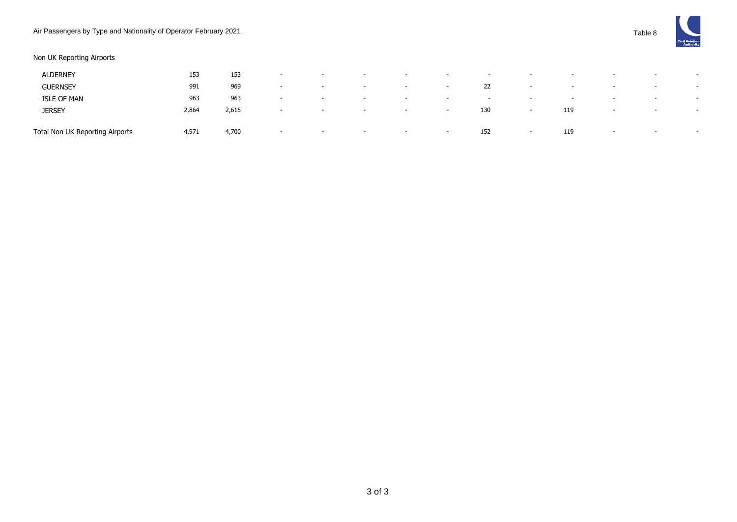Air Passengers by Type and Nationality of Operator February 2021

Table 8

Non UK Reporting Airports

| | | | | | | | | | | | | | |
|---|---|---|---|---|---|---|---|---|---|---|---|---|---|
| ALDERNEY | 153 | 153 | - | - | - | - | - | - | - | - | - | - | - |
| GUERNSEY | 991 | 969 | - | - | - | - | - | 22 | - | - | - | - | - |
| ISLE OF MAN | 963 | 963 | - | - | - | - | - | - | - | - | - | - | - |
| JERSEY | 2,864 | 2,615 | - | - | - | - | - | 130 | - | 119 | - | - | - |
| Total Non UK Reporting Airports | 4,971 | 4,700 | - | - | - | - | - | 152 | - | 119 | - | - | - |